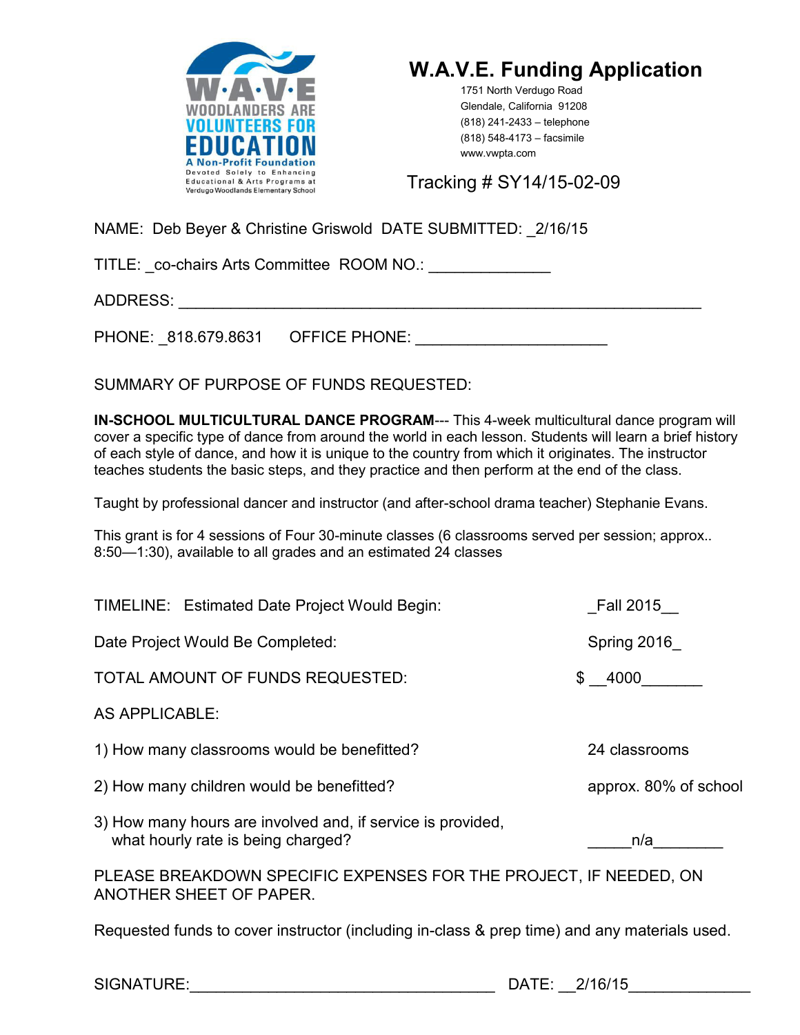W·A·V·E
WOODLANDERS ARE VOLUNTEERS FOR EDUCATION
A Non-Profit Foundation
Devoted Solely to Enhancing Educational & Arts Programs at Verdugo Woodlands Elementary School

# W.A.V.E. Funding Application

1751 North Verdugo Road
Glendale, California 91208
(818) 241-2433 – telephone
(818) 548-4173 – facsimile
www.vwpta.com

Tracking # SY14/15-02-09

NAME: Deb Beyer & Christine Griswold DATE SUBMITTED: _2/16/15

TITLE: _co-chairs Arts Committee ROOM NO.: ______________

ADDRESS: ____________________________________________________________

PHONE: _818.679.8631 OFFICE PHONE: ______________________

SUMMARY OF PURPOSE OF FUNDS REQUESTED:

**IN-SCHOOL MULTICULTURAL DANCE PROGRAM**--- This 4-week multicultural dance program will cover a specific type of dance from around the world in each lesson. Students will learn a brief history of each style of dance, and how it is unique to the country from which it originates. The instructor teaches students the basic steps, and they practice and then perform at the end of the class.

Taught by professional dancer and instructor (and after-school drama teacher) Stephanie Evans.

This grant is for 4 sessions of Four 30-minute classes (6 classrooms served per session; approx.. 8:50—1:30), available to all grades and an estimated 24 classes

TIMELINE: Estimated Date Project Would Begin: _Fall 2015__

Date Project Would Be Completed: Spring 2016_

TOTAL AMOUNT OF FUNDS REQUESTED: $ __4000_______

AS APPLICABLE:

1) How many classrooms would be benefitted? 24 classrooms

2) How many children would be benefitted? approx. 80% of school

3) How many hours are involved and, if service is provided, what hourly rate is being charged? _____n/a________

PLEASE BREAKDOWN SPECIFIC EXPENSES FOR THE PROJECT, IF NEEDED, ON ANOTHER SHEET OF PAPER.

Requested funds to cover instructor (including in-class & prep time) and any materials used.

SIGNATURE:___________________________________ DATE: __2/16/15______________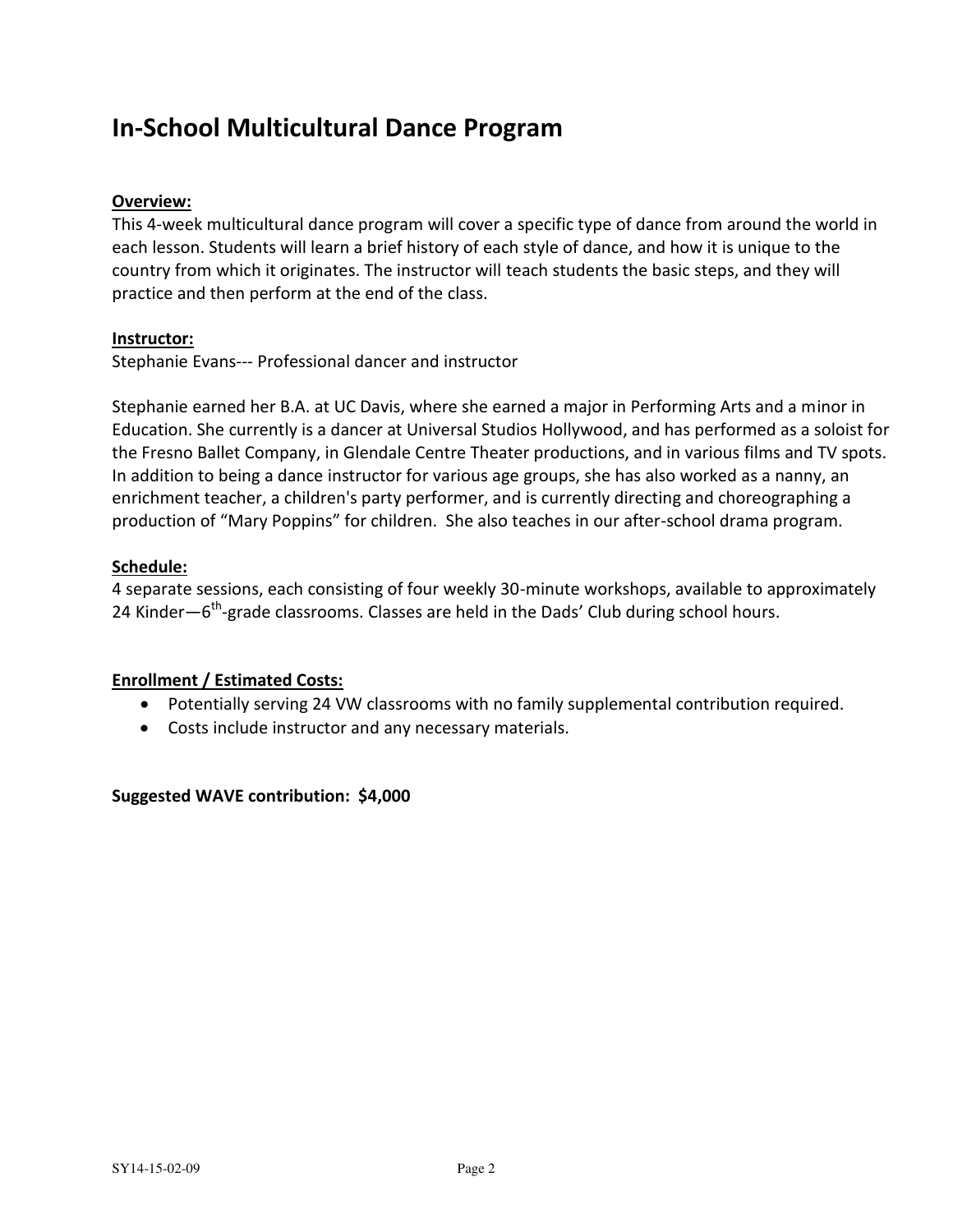# In-School Multicultural Dance Program

**Overview:**

This 4-week multicultural dance program will cover a specific type of dance from around the world in each lesson. Students will learn a brief history of each style of dance, and how it is unique to the country from which it originates. The instructor will teach students the basic steps, and they will practice and then perform at the end of the class.

**Instructor:**

Stephanie Evans--- Professional dancer and instructor

Stephanie earned her B.A. at UC Davis, where she earned a major in Performing Arts and a minor in Education. She currently is a dancer at Universal Studios Hollywood, and has performed as a soloist for the Fresno Ballet Company, in Glendale Centre Theater productions, and in various films and TV spots. In addition to being a dance instructor for various age groups, she has also worked as a nanny, an enrichment teacher, a children's party performer, and is currently directing and choreographing a production of "Mary Poppins" for children. She also teaches in our after-school drama program.

**Schedule:**

4 separate sessions, each consisting of four weekly 30-minute workshops, available to approximately 24 Kinder—6th-grade classrooms. Classes are held in the Dads' Club during school hours.

**Enrollment / Estimated Costs:**

- Potentially serving 24 VW classrooms with no family supplemental contribution required.
- Costs include instructor and any necessary materials.

**Suggested WAVE contribution: $4,000**